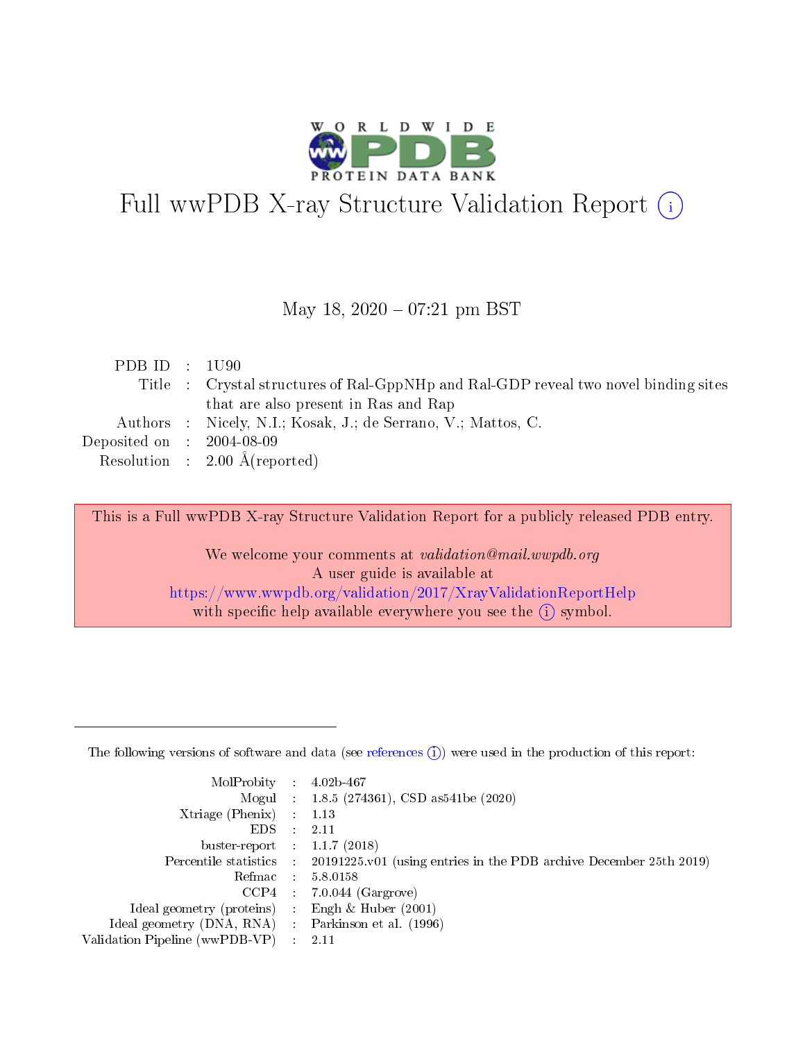# Full wwPDB X-ray Structure Validation Report (i)

May 18, 2020 – 07:21 pm BST

| | | |
|---|---|---|
| PDB ID | : | 1U90 |
| Title | : | Crystal structures of Ral-GppNHp and Ral-GDP reveal two novel binding sites that are also present in Ras and Rap |
| Authors | : | Nicely, N.I.; Kosak, J.; de Serrano, V.; Mattos, C. |
| Deposited on | : | 2004-08-09 |
| Resolution | : | 2.00 Å(reported) |

This is a Full wwPDB X-ray Structure Validation Report for a publicly released PDB entry.

We welcome your comments at *validation@mail.wwpdb.org*
A user guide is available at
https://www.wwpdb.org/validation/2017/XrayValidationReportHelp
with specific help available everywhere you see the (i) symbol.

---

The following versions of software and data (see references (i)) were used in the production of this report:

| | | |
|---|---|---|
| MolProbity | : | 4.02b-467 |
| Mogul | : | 1.8.5 (274361), CSD as541be (2020) |
| Xtriage (Phenix) | : | 1.13 |
| EDS | : | 2.11 |
| buster-report | : | 1.1.7 (2018) |
| Percentile statistics | : | 20191225.v01 (using entries in the PDB archive December 25th 2019) |
| Refmac | : | 5.8.0158 |
| CCP4 | : | 7.0.044 (Gargrove) |
| Ideal geometry (proteins) | : | Engh & Huber (2001) |
| Ideal geometry (DNA, RNA) | : | Parkinson et al. (1996) |
| Validation Pipeline (wwPDB-VP) | : | 2.11 |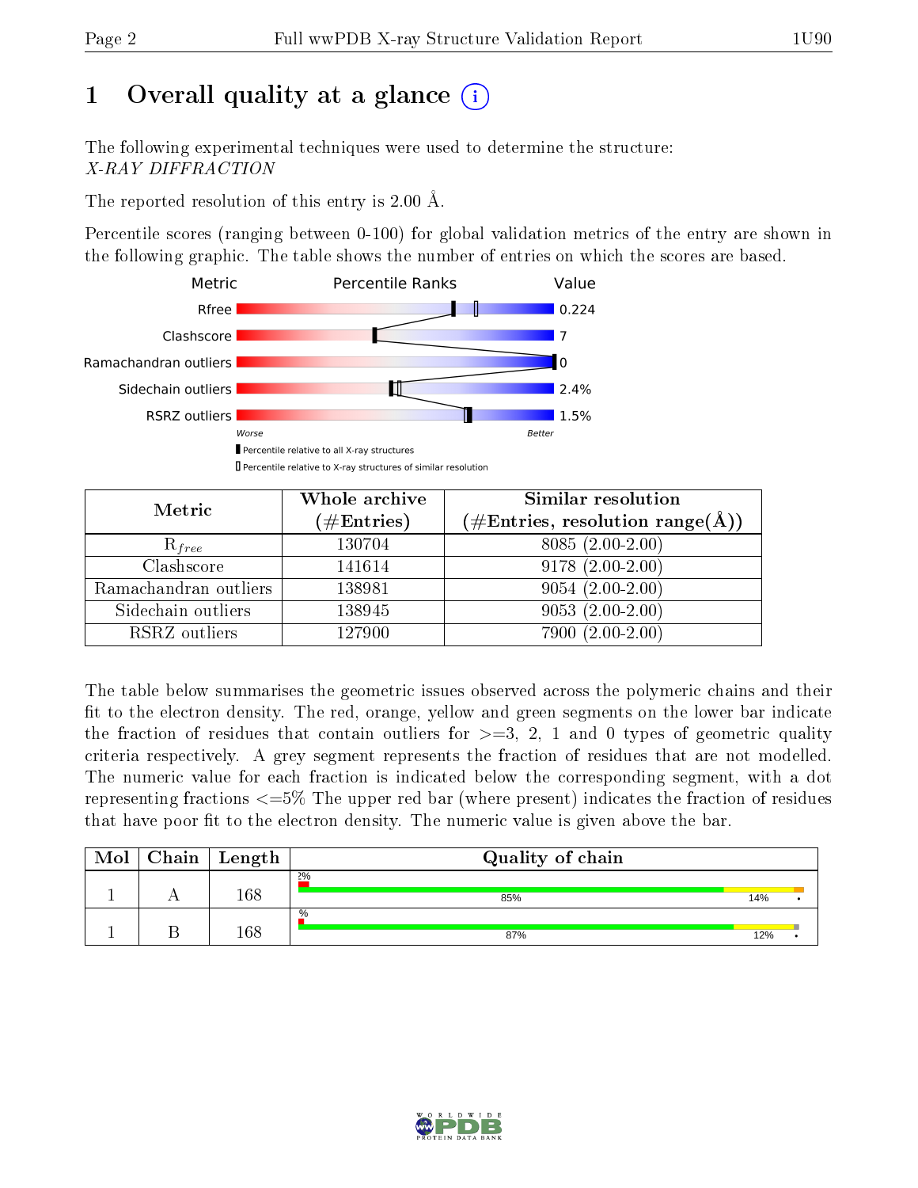# 1 Overall quality at a glance (i)

The following experimental techniques were used to determine the structure:
*X-RAY DIFFRACTION*

The reported resolution of this entry is 2.00 Å.

Percentile scores (ranging between 0-100) for global validation metrics of the entry are shown in the following graphic. The table shows the number of entries on which the scores are based.

| Metric | Value |
|---|---|
| Rfree | 0.224 |
| Clashscore | 7 |
| Ramachandran outliers | 0 |
| Sidechain outliers | 2.4% |
| RSRZ outliers | 1.5% |

Worse — Better

▮ Percentile relative to all X-ray structures
▯ Percentile relative to X-ray structures of similar resolution

| Metric | Whole archive (#Entries) | Similar resolution (#Entries, resolution range(Å)) |
|---|---|---|
| $R_{free}$ | 130704 | 8085 (2.00-2.00) |
| Clashscore | 141614 | 9178 (2.00-2.00) |
| Ramachandran outliers | 138981 | 9054 (2.00-2.00) |
| Sidechain outliers | 138945 | 9053 (2.00-2.00) |
| RSRZ outliers | 127900 | 7900 (2.00-2.00) |

The table below summarises the geometric issues observed across the polymeric chains and their fit to the electron density. The red, orange, yellow and green segments on the lower bar indicate the fraction of residues that contain outliers for >=3, 2, 1 and 0 types of geometric quality criteria respectively. A grey segment represents the fraction of residues that are not modelled. The numeric value for each fraction is indicated below the corresponding segment, with a dot representing fractions <=5% The upper red bar (where present) indicates the fraction of residues that have poor fit to the electron density. The numeric value is given above the bar.

| Mol | Chain | Length | Quality of chain |
|---|---|---|---|
| 1 | A | 168 | 2%; 85%, 14%, • |
| 1 | B | 168 | %; 87%, 12%, • |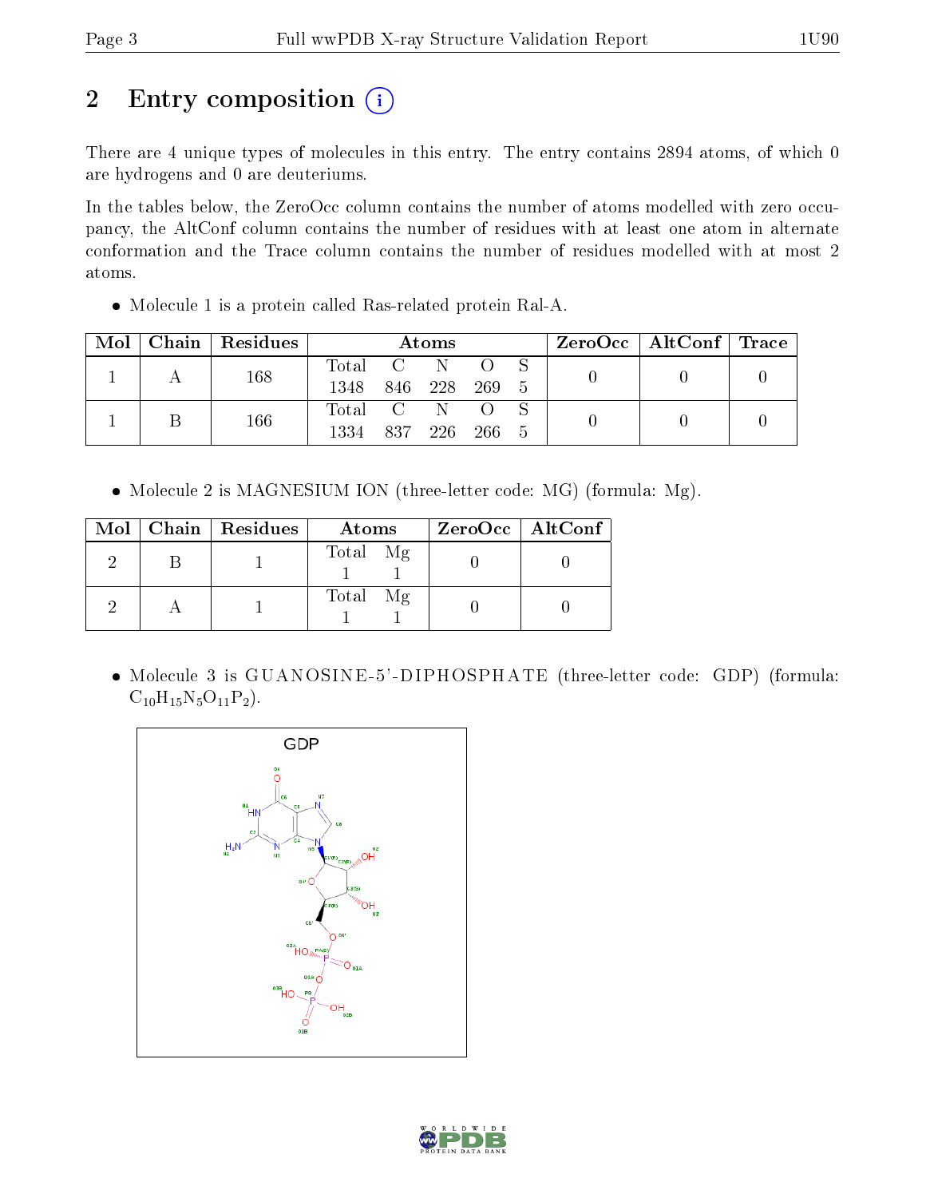# 2 Entry composition

There are 4 unique types of molecules in this entry. The entry contains 2894 atoms, of which 0 are hydrogens and 0 are deuteriums.

In the tables below, the ZeroOcc column contains the number of atoms modelled with zero occupancy, the AltConf column contains the number of residues with at least one atom in alternate conformation and the Trace column contains the number of residues modelled with at most 2 atoms.

- Molecule 1 is a protein called Ras-related protein Ral-A.

| Mol | Chain | Residues | Atoms | | | | | ZeroOcc | AltConf | Trace |
|---|---|---|---|---|---|---|---|---|---|---|
| 1 | A | 168 | Total 1348 | C 846 | N 228 | O 269 | S 5 | 0 | 0 | 0 |
| 1 | B | 166 | Total 1334 | C 837 | N 226 | O 266 | S 5 | 0 | 0 | 0 |

- Molecule 2 is MAGNESIUM ION (three-letter code: MG) (formula: Mg).

| Mol | Chain | Residues | Atoms | | ZeroOcc | AltConf |
|---|---|---|---|---|---|---|
| 2 | B | 1 | Total 1 | Mg 1 | 0 | 0 |
| 2 | A | 1 | Total 1 | Mg 1 | 0 | 0 |

- Molecule 3 is GUANOSINE-5'-DIPHOSPHATE (three-letter code: GDP) (formula: $C_{10}H_{15}N_5O_{11}P_2$).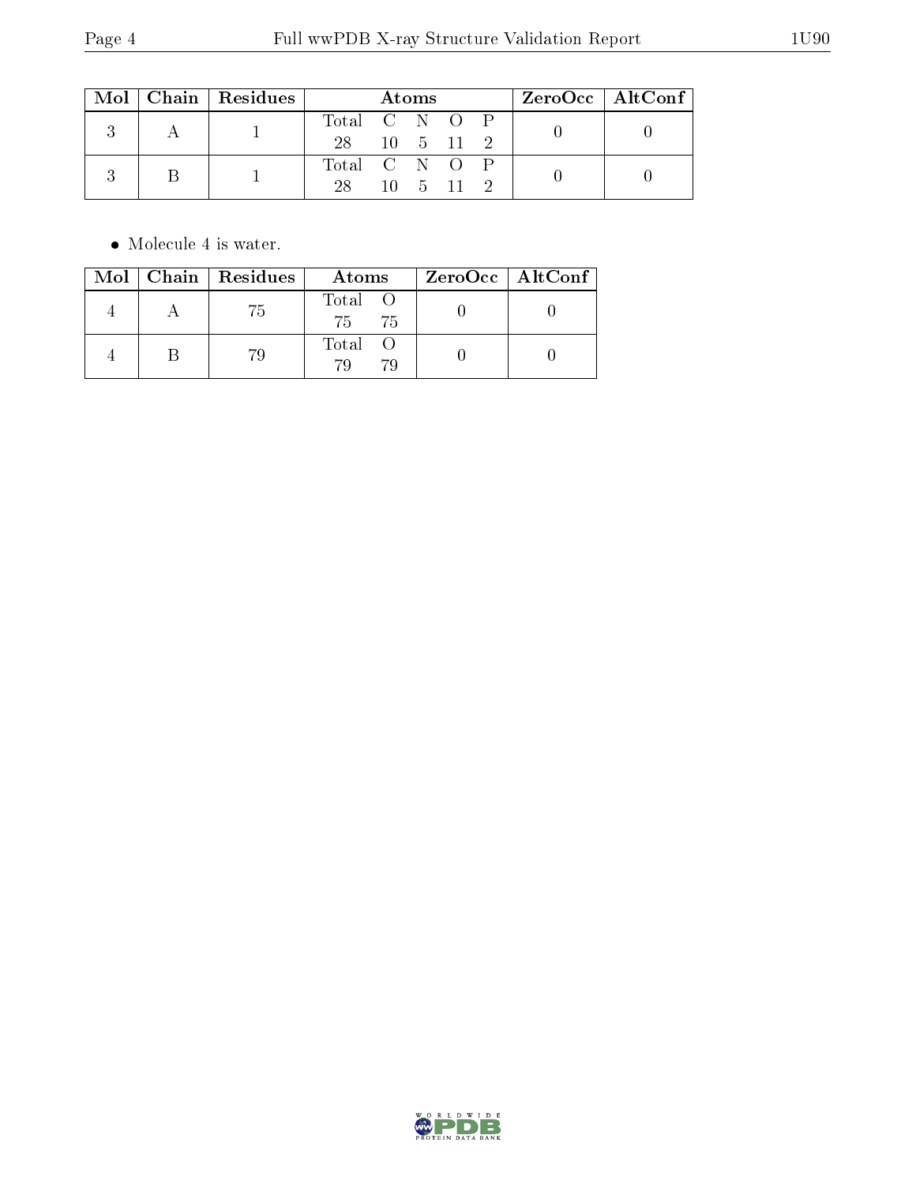| Mol | Chain | Residues | Atoms | | | | | ZeroOcc | AltConf |
|---|---|---|---|---|---|---|---|---|---|
| | | | Total | C | N | O | P | | |
| 3 | A | 1 | 28 | 10 | 5 | 11 | 2 | 0 | 0 |
| 3 | B | 1 | 28 | 10 | 5 | 11 | 2 | 0 | 0 |

- Molecule 4 is water.

| Mol | Chain | Residues | Atoms | | ZeroOcc | AltConf |
|---|---|---|---|---|---|---|
| | | | Total | O | | |
| 4 | A | 75 | 75 | 75 | 0 | 0 |
| 4 | B | 79 | 79 | 79 | 0 | 0 |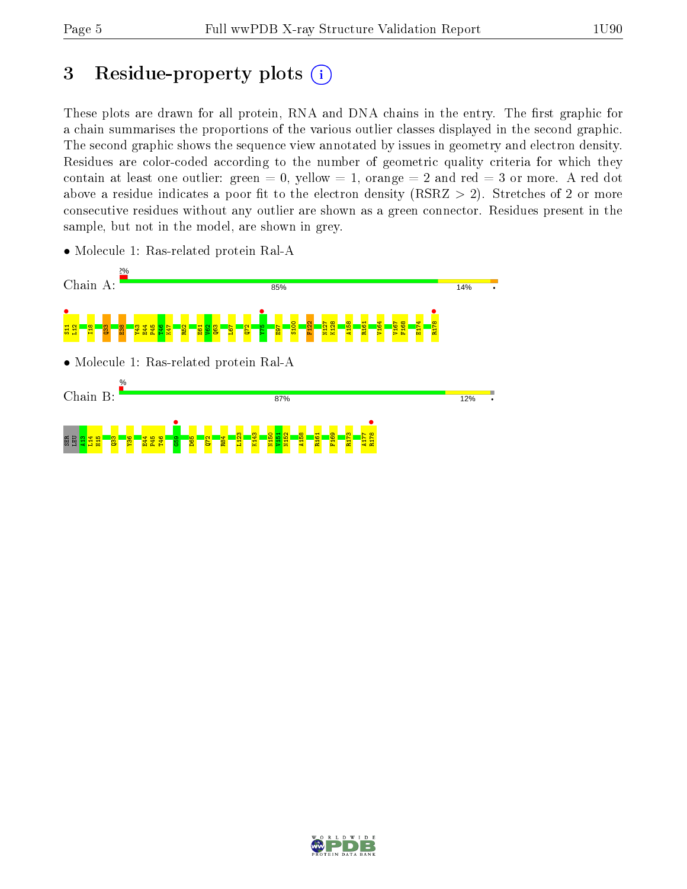# 3 Residue-property plots

These plots are drawn for all protein, RNA and DNA chains in the entry. The first graphic for a chain summarises the proportions of the various outlier classes displayed in the second graphic. The second graphic shows the sequence view annotated by issues in geometry and electron density. Residues are color-coded according to the number of geometric quality criteria for which they contain at least one outlier: green = 0, yellow = 1, orange = 2 and red = 3 or more. A red dot above a residue indicates a poor fit to the electron density (RSRZ > 2). Stretches of 2 or more consecutive residues without any outlier are shown as a green connector. Residues present in the sample, but not in the model, are shown in grey.

- Molecule 1: Ras-related protein Ral-A

Chain A: 2% | 85% | 14%

S11 L12 I18 Q33 E38 Y43 E44 P45 T46 K47 R52 E61 V62 Q63 L67 Q72 Y75 E97 S100 F122 N127 K128 A158 R161 V164 V167 F168 E174 R178

- Molecule 1: Ras-related protein Ral-A

Chain B: % | 87% | 12%

SER LEU A13 L14 H15 Q33 Y36 E44 P45 T46 G59 D65 Q72 R84 L123 K143 N150 V151 N152 A158 R161 F169 R173 A177 R178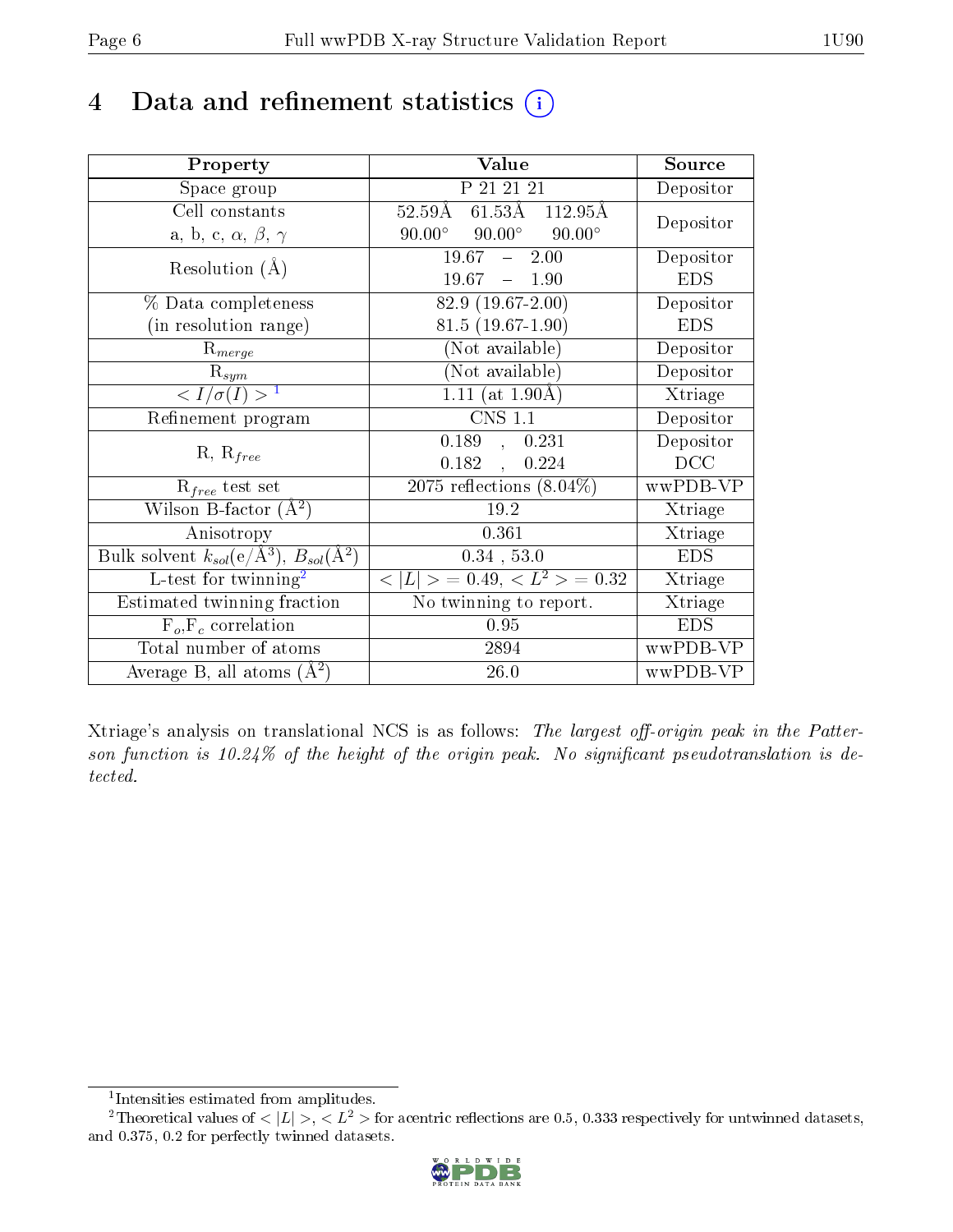# 4 Data and refinement statistics (i)

| Property | Value | Source |
|---|---|---|
| Space group | P 21 21 21 | Depositor |
| Cell constants<br>a, b, c, $\alpha$, $\beta$, $\gamma$ | 52.59Å 61.53Å 112.95Å<br>90.00° 90.00° 90.00° | Depositor |
| Resolution (Å) | 19.67 – 2.00<br>19.67 – 1.90 | Depositor<br>EDS |
| % Data completeness<br>(in resolution range) | 82.9 (19.67-2.00)<br>81.5 (19.67-1.90) | Depositor<br>EDS |
| $R_{merge}$ | (Not available) | Depositor |
| $R_{sym}$ | (Not available) | Depositor |
| $< I/\sigma(I) >$ [1] | 1.11 (at 1.90Å) | Xtriage |
| Refinement program | CNS 1.1 | Depositor |
| R, $R_{free}$ | 0.189 , 0.231<br>0.182 , 0.224 | Depositor<br>DCC |
| $R_{free}$ test set | 2075 reflections (8.04%) | wwPDB-VP |
| Wilson B-factor (Å$^2$) | 19.2 | Xtriage |
| Anisotropy | 0.361 | Xtriage |
| Bulk solvent $k_{sol}$(e/Å$^3$), $B_{sol}$(Å$^2$) | 0.34 , 53.0 | EDS |
| L-test for twinning[2] | $< \lvert L \rvert >$ = 0.49, $< L^2 >$ = 0.32 | Xtriage |
| Estimated twinning fraction | No twinning to report. | Xtriage |
| $F_o$,$F_c$ correlation | 0.95 | EDS |
| Total number of atoms | 2894 | wwPDB-VP |
| Average B, all atoms (Å$^2$) | 26.0 | wwPDB-VP |

Xtriage's analysis on translational NCS is as follows: *The largest off-origin peak in the Patterson function is 10.24% of the height of the origin peak. No significant pseudotranslation is detected.*

[1] Intensities estimated from amplitudes.

[2] Theoretical values of $< \lvert L \rvert >$, $< L^2 >$ for acentric reflections are 0.5, 0.333 respectively for untwinned datasets, and 0.375, 0.2 for perfectly twinned datasets.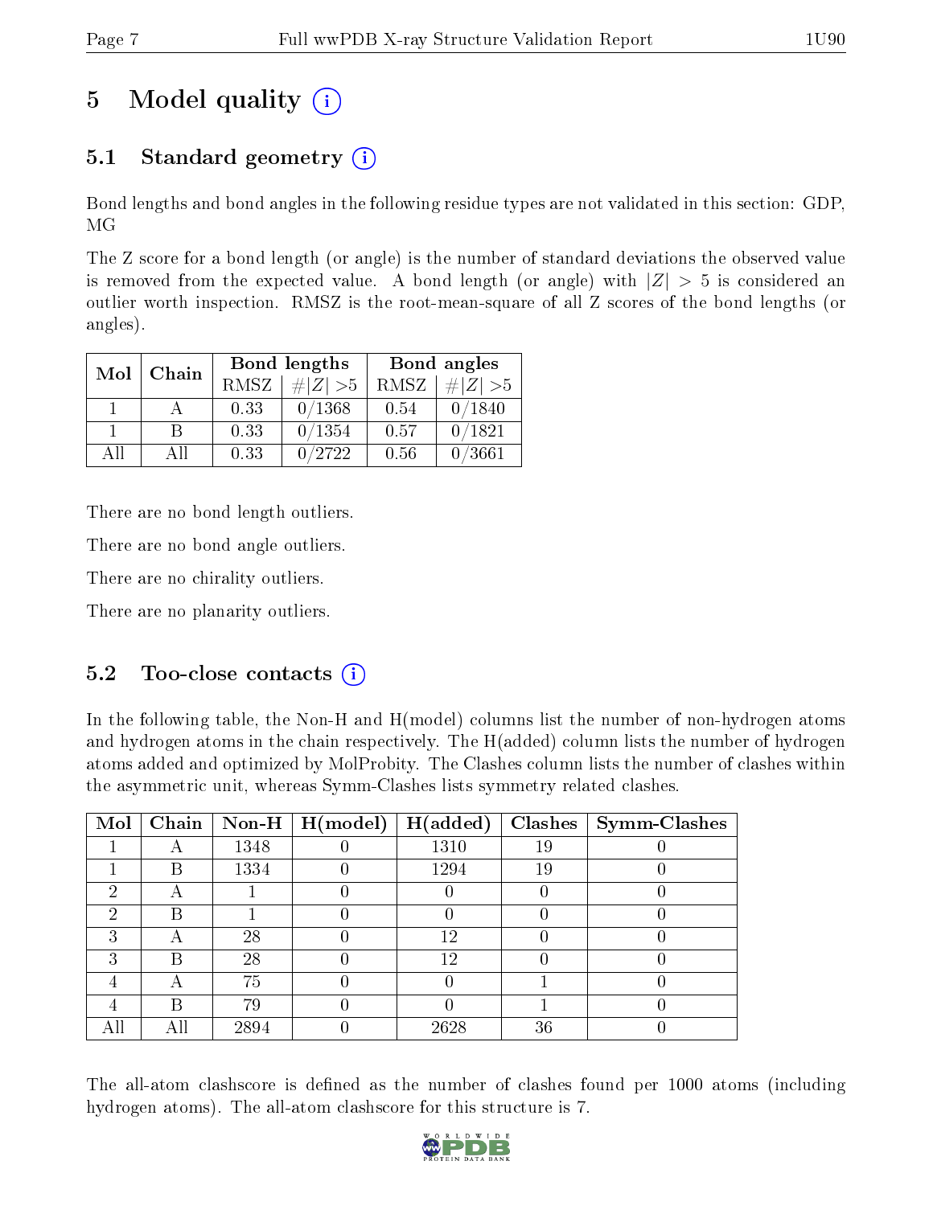# 5 Model quality (i)

## 5.1 Standard geometry (i)

Bond lengths and bond angles in the following residue types are not validated in this section: GDP, MG

The Z score for a bond length (or angle) is the number of standard deviations the observed value is removed from the expected value. A bond length (or angle) with $|Z| > 5$ is considered an outlier worth inspection. RMSZ is the root-mean-square of all Z scores of the bond lengths (or angles).

| Mol | Chain | Bond lengths | | Bond angles | |
|---|---|---|---|---|---|
| | | RMSZ | #\|Z\| >5 | RMSZ | #\|Z\| >5 |
| 1 | A | 0.33 | 0/1368 | 0.54 | 0/1840 |
| 1 | B | 0.33 | 0/1354 | 0.57 | 0/1821 |
| All | All | 0.33 | 0/2722 | 0.56 | 0/3661 |

There are no bond length outliers.

There are no bond angle outliers.

There are no chirality outliers.

There are no planarity outliers.

## 5.2 Too-close contacts (i)

In the following table, the Non-H and H(model) columns list the number of non-hydrogen atoms and hydrogen atoms in the chain respectively. The H(added) column lists the number of hydrogen atoms added and optimized by MolProbity. The Clashes column lists the number of clashes within the asymmetric unit, whereas Symm-Clashes lists symmetry related clashes.

| Mol | Chain | Non-H | H(model) | H(added) | Clashes | Symm-Clashes |
|---|---|---|---|---|---|---|
| 1 | A | 1348 | 0 | 1310 | 19 | 0 |
| 1 | B | 1334 | 0 | 1294 | 19 | 0 |
| 2 | A | 1 | 0 | 0 | 0 | 0 |
| 2 | B | 1 | 0 | 0 | 0 | 0 |
| 3 | A | 28 | 0 | 12 | 0 | 0 |
| 3 | B | 28 | 0 | 12 | 0 | 0 |
| 4 | A | 75 | 0 | 0 | 1 | 0 |
| 4 | B | 79 | 0 | 0 | 1 | 0 |
| All | All | 2894 | 0 | 2628 | 36 | 0 |

The all-atom clashscore is defined as the number of clashes found per 1000 atoms (including hydrogen atoms). The all-atom clashscore for this structure is 7.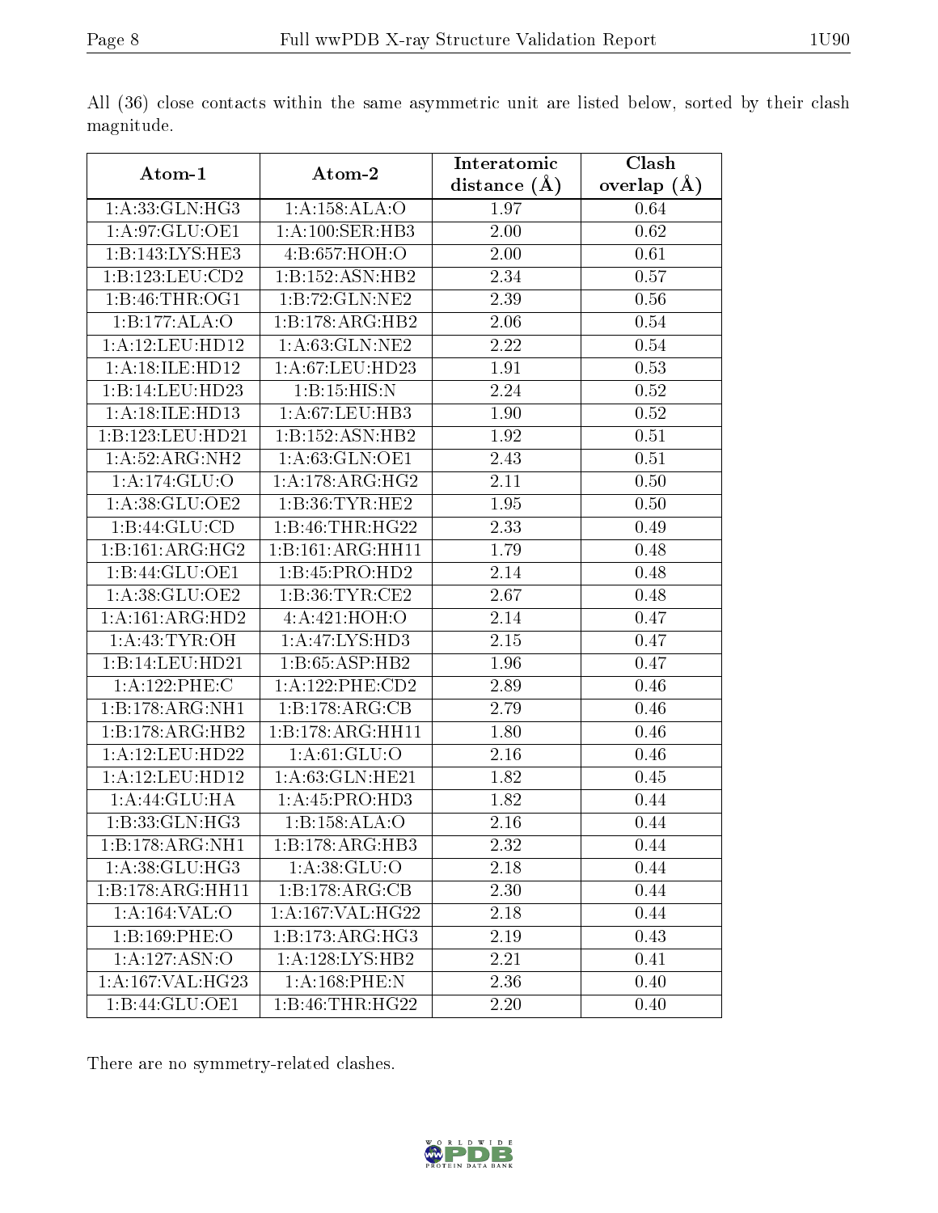All (36) close contacts within the same asymmetric unit are listed below, sorted by their clash magnitude.

| Atom-1 | Atom-2 | Interatomic distance (Å) | Clash overlap (Å) |
|---|---|---|---|
| 1:A:33:GLN:HG3 | 1:A:158:ALA:O | 1.97 | 0.64 |
| 1:A:97:GLU:OE1 | 1:A:100:SER:HB3 | 2.00 | 0.62 |
| 1:B:143:LYS:HE3 | 4:B:657:HOH:O | 2.00 | 0.61 |
| 1:B:123:LEU:CD2 | 1:B:152:ASN:HB2 | 2.34 | 0.57 |
| 1:B:46:THR:OG1 | 1:B:72:GLN:NE2 | 2.39 | 0.56 |
| 1:B:177:ALA:O | 1:B:178:ARG:HB2 | 2.06 | 0.54 |
| 1:A:12:LEU:HD12 | 1:A:63:GLN:NE2 | 2.22 | 0.54 |
| 1:A:18:ILE:HD12 | 1:A:67:LEU:HD23 | 1.91 | 0.53 |
| 1:B:14:LEU:HD23 | 1:B:15:HIS:N | 2.24 | 0.52 |
| 1:A:18:ILE:HD13 | 1:A:67:LEU:HB3 | 1.90 | 0.52 |
| 1:B:123:LEU:HD21 | 1:B:152:ASN:HB2 | 1.92 | 0.51 |
| 1:A:52:ARG:NH2 | 1:A:63:GLN:OE1 | 2.43 | 0.51 |
| 1:A:174:GLU:O | 1:A:178:ARG:HG2 | 2.11 | 0.50 |
| 1:A:38:GLU:OE2 | 1:B:36:TYR:HE2 | 1.95 | 0.50 |
| 1:B:44:GLU:CD | 1:B:46:THR:HG22 | 2.33 | 0.49 |
| 1:B:161:ARG:HG2 | 1:B:161:ARG:HH11 | 1.79 | 0.48 |
| 1:B:44:GLU:OE1 | 1:B:45:PRO:HD2 | 2.14 | 0.48 |
| 1:A:38:GLU:OE2 | 1:B:36:TYR:CE2 | 2.67 | 0.48 |
| 1:A:161:ARG:HD2 | 4:A:421:HOH:O | 2.14 | 0.47 |
| 1:A:43:TYR:OH | 1:A:47:LYS:HD3 | 2.15 | 0.47 |
| 1:B:14:LEU:HD21 | 1:B:65:ASP:HB2 | 1.96 | 0.47 |
| 1:A:122:PHE:C | 1:A:122:PHE:CD2 | 2.89 | 0.46 |
| 1:B:178:ARG:NH1 | 1:B:178:ARG:CB | 2.79 | 0.46 |
| 1:B:178:ARG:HB2 | 1:B:178:ARG:HH11 | 1.80 | 0.46 |
| 1:A:12:LEU:HD22 | 1:A:61:GLU:O | 2.16 | 0.46 |
| 1:A:12:LEU:HD12 | 1:A:63:GLN:HE21 | 1.82 | 0.45 |
| 1:A:44:GLU:HA | 1:A:45:PRO:HD3 | 1.82 | 0.44 |
| 1:B:33:GLN:HG3 | 1:B:158:ALA:O | 2.16 | 0.44 |
| 1:B:178:ARG:NH1 | 1:B:178:ARG:HB3 | 2.32 | 0.44 |
| 1:A:38:GLU:HG3 | 1:A:38:GLU:O | 2.18 | 0.44 |
| 1:B:178:ARG:HH11 | 1:B:178:ARG:CB | 2.30 | 0.44 |
| 1:A:164:VAL:O | 1:A:167:VAL:HG22 | 2.18 | 0.44 |
| 1:B:169:PHE:O | 1:B:173:ARG:HG3 | 2.19 | 0.43 |
| 1:A:127:ASN:O | 1:A:128:LYS:HB2 | 2.21 | 0.41 |
| 1:A:167:VAL:HG23 | 1:A:168:PHE:N | 2.36 | 0.40 |
| 1:B:44:GLU:OE1 | 1:B:46:THR:HG22 | 2.20 | 0.40 |

There are no symmetry-related clashes.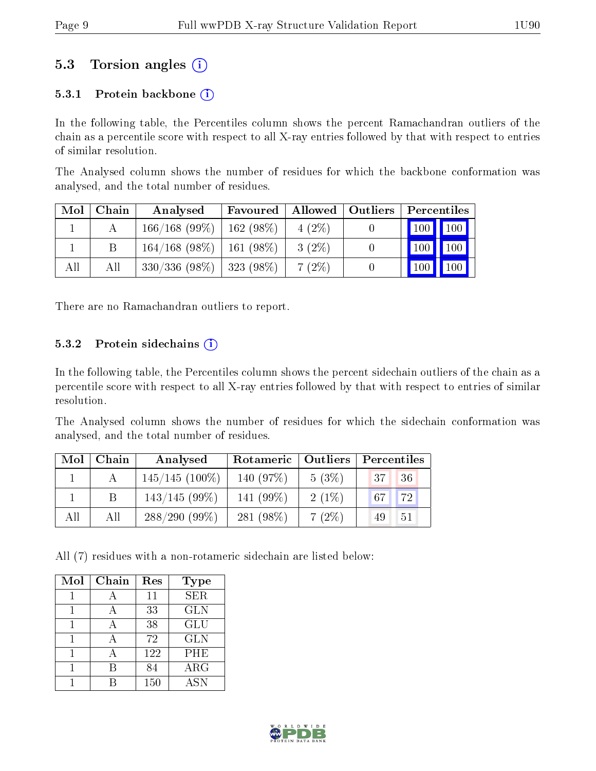## 5.3 Torsion angles

### 5.3.1 Protein backbone

In the following table, the Percentiles column shows the percent Ramachandran outliers of the chain as a percentile score with respect to all X-ray entries followed by that with respect to entries of similar resolution.

The Analysed column shows the number of residues for which the backbone conformation was analysed, and the total number of residues.

| Mol | Chain | Analysed | Favoured | Allowed | Outliers | Percentiles | |
|---|---|---|---|---|---|---|---|
| 1 | A | 166/168 (99%) | 162 (98%) | 4 (2%) | 0 | 100 | 100 |
| 1 | B | 164/168 (98%) | 161 (98%) | 3 (2%) | 0 | 100 | 100 |
| All | All | 330/336 (98%) | 323 (98%) | 7 (2%) | 0 | 100 | 100 |

There are no Ramachandran outliers to report.

### 5.3.2 Protein sidechains

In the following table, the Percentiles column shows the percent sidechain outliers of the chain as a percentile score with respect to all X-ray entries followed by that with respect to entries of similar resolution.

The Analysed column shows the number of residues for which the sidechain conformation was analysed, and the total number of residues.

| Mol | Chain | Analysed | Rotameric | Outliers | Percentiles | |
|---|---|---|---|---|---|---|
| 1 | A | 145/145 (100%) | 140 (97%) | 5 (3%) | 37 | 36 |
| 1 | B | 143/145 (99%) | 141 (99%) | 2 (1%) | 67 | 72 |
| All | All | 288/290 (99%) | 281 (98%) | 7 (2%) | 49 | 51 |

All (7) residues with a non-rotameric sidechain are listed below:

| Mol | Chain | Res | Type |
|---|---|---|---|
| 1 | A | 11 | SER |
| 1 | A | 33 | GLN |
| 1 | A | 38 | GLU |
| 1 | A | 72 | GLN |
| 1 | A | 122 | PHE |
| 1 | B | 84 | ARG |
| 1 | B | 150 | ASN |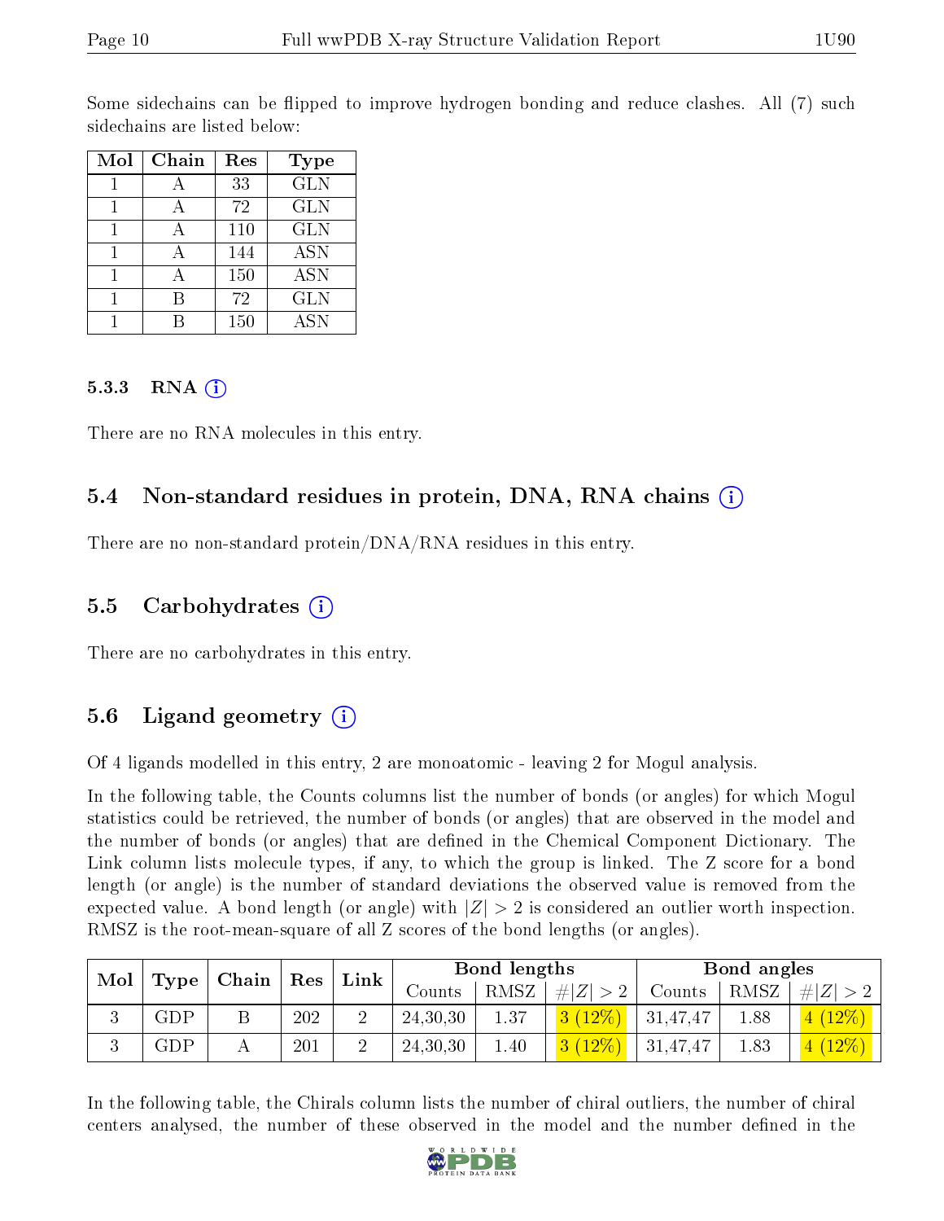Some sidechains can be flipped to improve hydrogen bonding and reduce clashes. All (7) such sidechains are listed below:

| Mol | Chain | Res | Type |
|---|---|---|---|
| 1 | A | 33 | GLN |
| 1 | A | 72 | GLN |
| 1 | A | 110 | GLN |
| 1 | A | 144 | ASN |
| 1 | A | 150 | ASN |
| 1 | B | 72 | GLN |
| 1 | B | 150 | ASN |

### 5.3.3 RNA (i)

There are no RNA molecules in this entry.

## 5.4 Non-standard residues in protein, DNA, RNA chains (i)

There are no non-standard protein/DNA/RNA residues in this entry.

## 5.5 Carbohydrates (i)

There are no carbohydrates in this entry.

## 5.6 Ligand geometry (i)

Of 4 ligands modelled in this entry, 2 are monoatomic - leaving 2 for Mogul analysis.

In the following table, the Counts columns list the number of bonds (or angles) for which Mogul statistics could be retrieved, the number of bonds (or angles) that are observed in the model and the number of bonds (or angles) that are defined in the Chemical Component Dictionary. The Link column lists molecule types, if any, to which the group is linked. The Z score for a bond length (or angle) is the number of standard deviations the observed value is removed from the expected value. A bond length (or angle) with $|Z| > 2$ is considered an outlier worth inspection. RMSZ is the root-mean-square of all Z scores of the bond lengths (or angles).

| Mol | Type | Chain | Res | Link | Bond lengths | | | Bond angles | | |
|---|---|---|---|---|---|---|---|---|---|---|
| | | | | | Counts | RMSZ | $\#\|Z\| > 2$ | Counts | RMSZ | $\#\|Z\| > 2$ |
| 3 | GDP | B | 202 | 2 | 24,30,30 | 1.37 | 3 (12%) | 31,47,47 | 1.88 | 4 (12%) |
| 3 | GDP | A | 201 | 2 | 24,30,30 | 1.40 | 3 (12%) | 31,47,47 | 1.83 | 4 (12%) |

In the following table, the Chirals column lists the number of chiral outliers, the number of chiral centers analysed, the number of these observed in the model and the number defined in the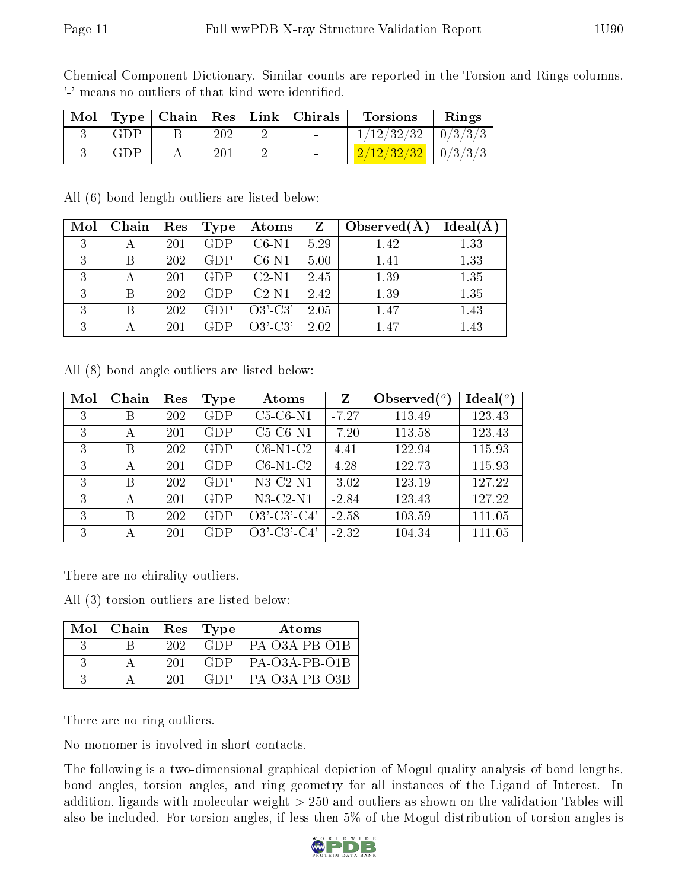Chemical Component Dictionary. Similar counts are reported in the Torsion and Rings columns. '-' means no outliers of that kind were identified.

| Mol | Type | Chain | Res | Link | Chirals | Torsions | Rings |
|---|---|---|---|---|---|---|---|
| 3 | GDP | B | 202 | 2 | - | 1/12/32/32 | 0/3/3/3 |
| 3 | GDP | A | 201 | 2 | - | 2/12/32/32 | 0/3/3/3 |

All (6) bond length outliers are listed below:

| Mol | Chain | Res | Type | Atoms | Z | Observed(Å) | Ideal(Å) |
|---|---|---|---|---|---|---|---|
| 3 | A | 201 | GDP | C6-N1 | 5.29 | 1.42 | 1.33 |
| 3 | B | 202 | GDP | C6-N1 | 5.00 | 1.41 | 1.33 |
| 3 | A | 201 | GDP | C2-N1 | 2.45 | 1.39 | 1.35 |
| 3 | B | 202 | GDP | C2-N1 | 2.42 | 1.39 | 1.35 |
| 3 | B | 202 | GDP | O3'-C3' | 2.05 | 1.47 | 1.43 |
| 3 | A | 201 | GDP | O3'-C3' | 2.02 | 1.47 | 1.43 |

All (8) bond angle outliers are listed below:

| Mol | Chain | Res | Type | Atoms | Z | Observed(°) | Ideal(°) |
|---|---|---|---|---|---|---|---|
| 3 | B | 202 | GDP | C5-C6-N1 | -7.27 | 113.49 | 123.43 |
| 3 | A | 201 | GDP | C5-C6-N1 | -7.20 | 113.58 | 123.43 |
| 3 | B | 202 | GDP | C6-N1-C2 | 4.41 | 122.94 | 115.93 |
| 3 | A | 201 | GDP | C6-N1-C2 | 4.28 | 122.73 | 115.93 |
| 3 | B | 202 | GDP | N3-C2-N1 | -3.02 | 123.19 | 127.22 |
| 3 | A | 201 | GDP | N3-C2-N1 | -2.84 | 123.43 | 127.22 |
| 3 | B | 202 | GDP | O3'-C3'-C4' | -2.58 | 103.59 | 111.05 |
| 3 | A | 201 | GDP | O3'-C3'-C4' | -2.32 | 104.34 | 111.05 |

There are no chirality outliers.

All (3) torsion outliers are listed below:

| Mol | Chain | Res | Type | Atoms |
|---|---|---|---|---|
| 3 | B | 202 | GDP | PA-O3A-PB-O1B |
| 3 | A | 201 | GDP | PA-O3A-PB-O1B |
| 3 | A | 201 | GDP | PA-O3A-PB-O3B |

There are no ring outliers.

No monomer is involved in short contacts.

The following is a two-dimensional graphical depiction of Mogul quality analysis of bond lengths, bond angles, torsion angles, and ring geometry for all instances of the Ligand of Interest. In addition, ligands with molecular weight > 250 and outliers as shown on the validation Tables will also be included. For torsion angles, if less then 5% of the Mogul distribution of torsion angles is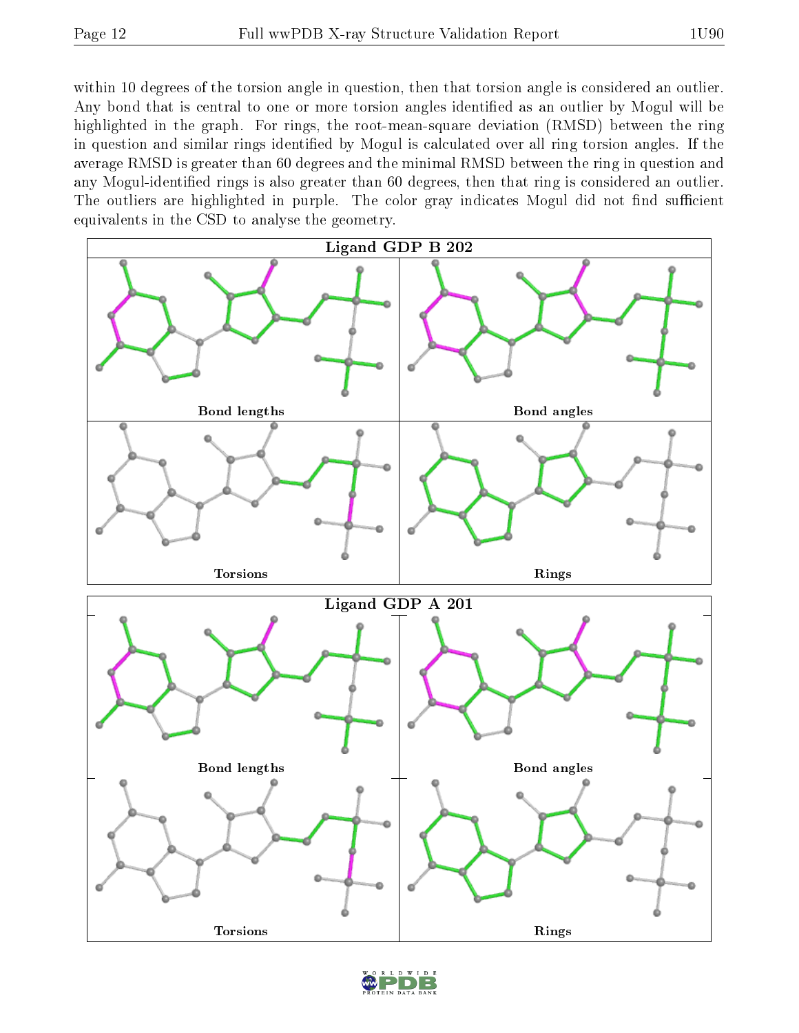within 10 degrees of the torsion angle in question, then that torsion angle is considered an outlier. Any bond that is central to one or more torsion angles identified as an outlier by Mogul will be highlighted in the graph. For rings, the root-mean-square deviation (RMSD) between the ring in question and similar rings identified by Mogul is calculated over all ring torsion angles. If the average RMSD is greater than 60 degrees and the minimal RMSD between the ring in question and any Mogul-identified rings is also greater than 60 degrees, then that ring is considered an outlier. The outliers are highlighted in purple. The color gray indicates Mogul did not find sufficient equivalents in the CSD to analyse the geometry.

Ligand GDP B 202

Bond lengths

Bond angles

Torsions

Rings

Ligand GDP A 201

Bond lengths

Bond angles

Torsions

Rings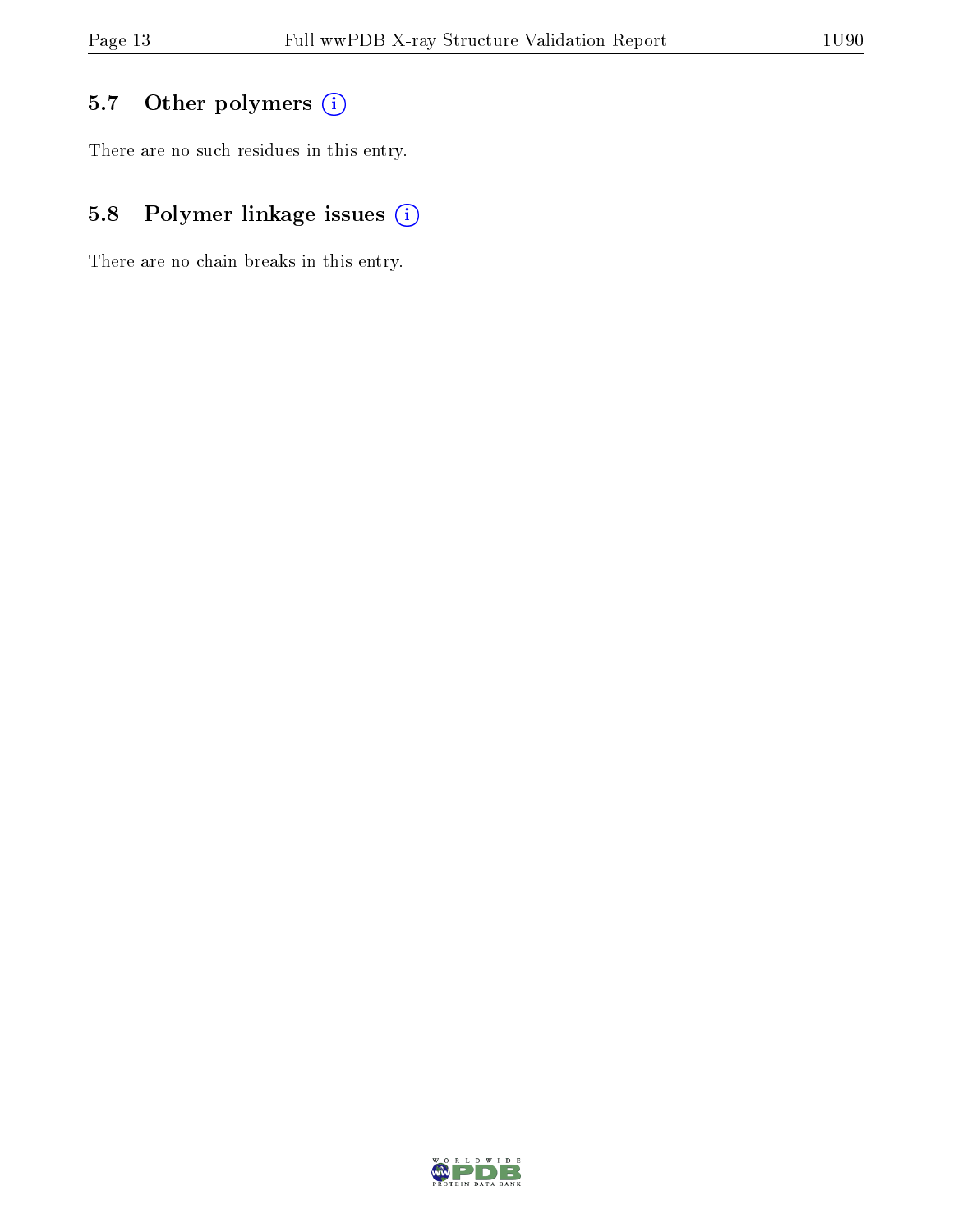### 5.7 Other polymers

There are no such residues in this entry.

### 5.8 Polymer linkage issues

There are no chain breaks in this entry.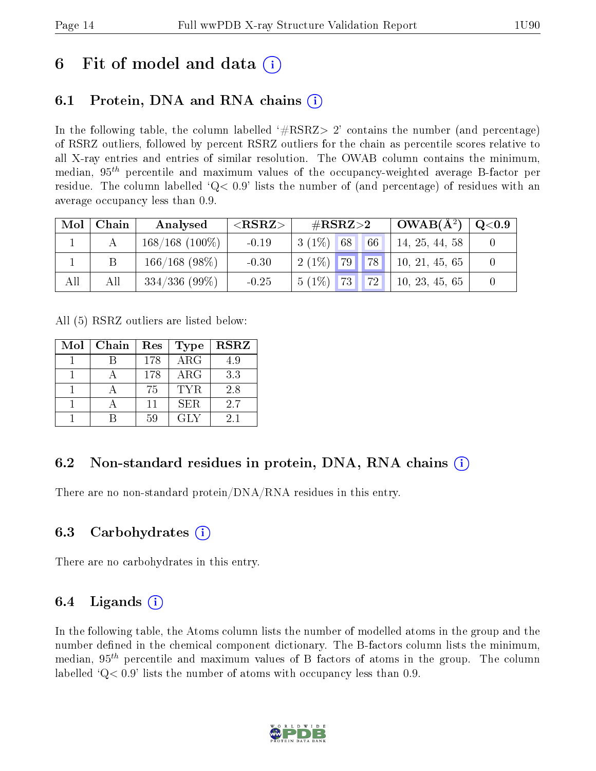# 6 Fit of model and data

## 6.1 Protein, DNA and RNA chains

In the following table, the column labelled '#RSRZ> 2' contains the number (and percentage) of RSRZ outliers, followed by percent RSRZ outliers for the chain as percentile scores relative to all X-ray entries and entries of similar resolution. The OWAB column contains the minimum, median, $95^{th}$ percentile and maximum values of the occupancy-weighted average B-factor per residue. The column labelled 'Q< 0.9' lists the number of (and percentage) of residues with an average occupancy less than 0.9.

| Mol | Chain | Analysed | <RSRZ> | #RSRZ>2 | | | OWAB(Å$^2$) | Q<0.9 |
|---|---|---|---|---|---|---|---|---|
| 1 | A | 168/168 (100%) | -0.19 | 3 (1%) | 68 | 66 | 14, 25, 44, 58 | 0 |
| 1 | B | 166/168 (98%) | -0.30 | 2 (1%) | 79 | 78 | 10, 21, 45, 65 | 0 |
| All | All | 334/336 (99%) | -0.25 | 5 (1%) | 73 | 72 | 10, 23, 45, 65 | 0 |

All (5) RSRZ outliers are listed below:

| Mol | Chain | Res | Type | RSRZ |
|---|---|---|---|---|
| 1 | B | 178 | ARG | 4.9 |
| 1 | A | 178 | ARG | 3.3 |
| 1 | A | 75 | TYR | 2.8 |
| 1 | A | 11 | SER | 2.7 |
| 1 | B | 59 | GLY | 2.1 |

## 6.2 Non-standard residues in protein, DNA, RNA chains

There are no non-standard protein/DNA/RNA residues in this entry.

## 6.3 Carbohydrates

There are no carbohydrates in this entry.

## 6.4 Ligands

In the following table, the Atoms column lists the number of modelled atoms in the group and the number defined in the chemical component dictionary. The B-factors column lists the minimum, median, $95^{th}$ percentile and maximum values of B factors of atoms in the group. The column labelled 'Q< 0.9' lists the number of atoms with occupancy less than 0.9.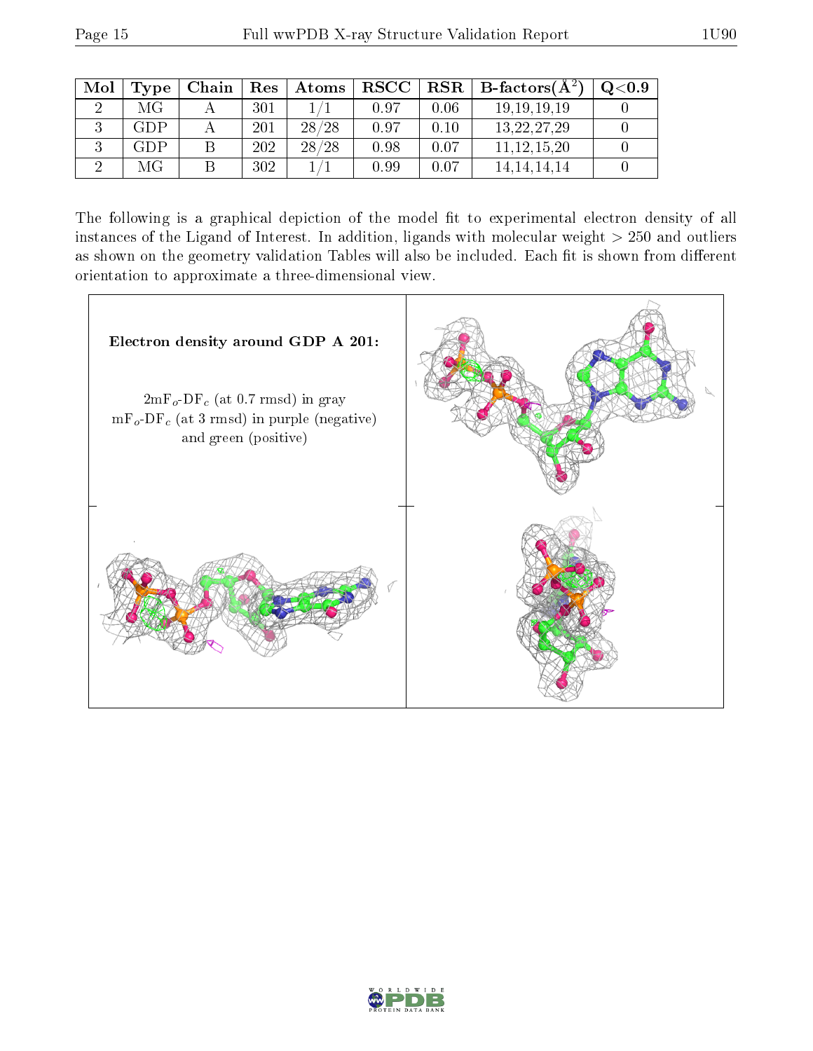| Mol | Type | Chain | Res | Atoms | RSCC | RSR | B-factors($Å^2$) | Q<0.9 |
|---|---|---|---|---|---|---|---|---|
| 2 | MG | A | 301 | 1/1 | 0.97 | 0.06 | 19,19,19,19 | 0 |
| 3 | GDP | A | 201 | 28/28 | 0.97 | 0.10 | 13,22,27,29 | 0 |
| 3 | GDP | B | 202 | 28/28 | 0.98 | 0.07 | 11,12,15,20 | 0 |
| 2 | MG | B | 302 | 1/1 | 0.99 | 0.07 | 14,14,14,14 | 0 |

The following is a graphical depiction of the model fit to experimental electron density of all instances of the Ligand of Interest. In addition, ligands with molecular weight > 250 and outliers as shown on the geometry validation Tables will also be included. Each fit is shown from different orientation to approximate a three-dimensional view.

**Electron density around GDP A 201:**

$2mF_o$-$DF_c$ (at 0.7 rmsd) in gray
$mF_o$-$DF_c$ (at 3 rmsd) in purple (negative) and green (positive)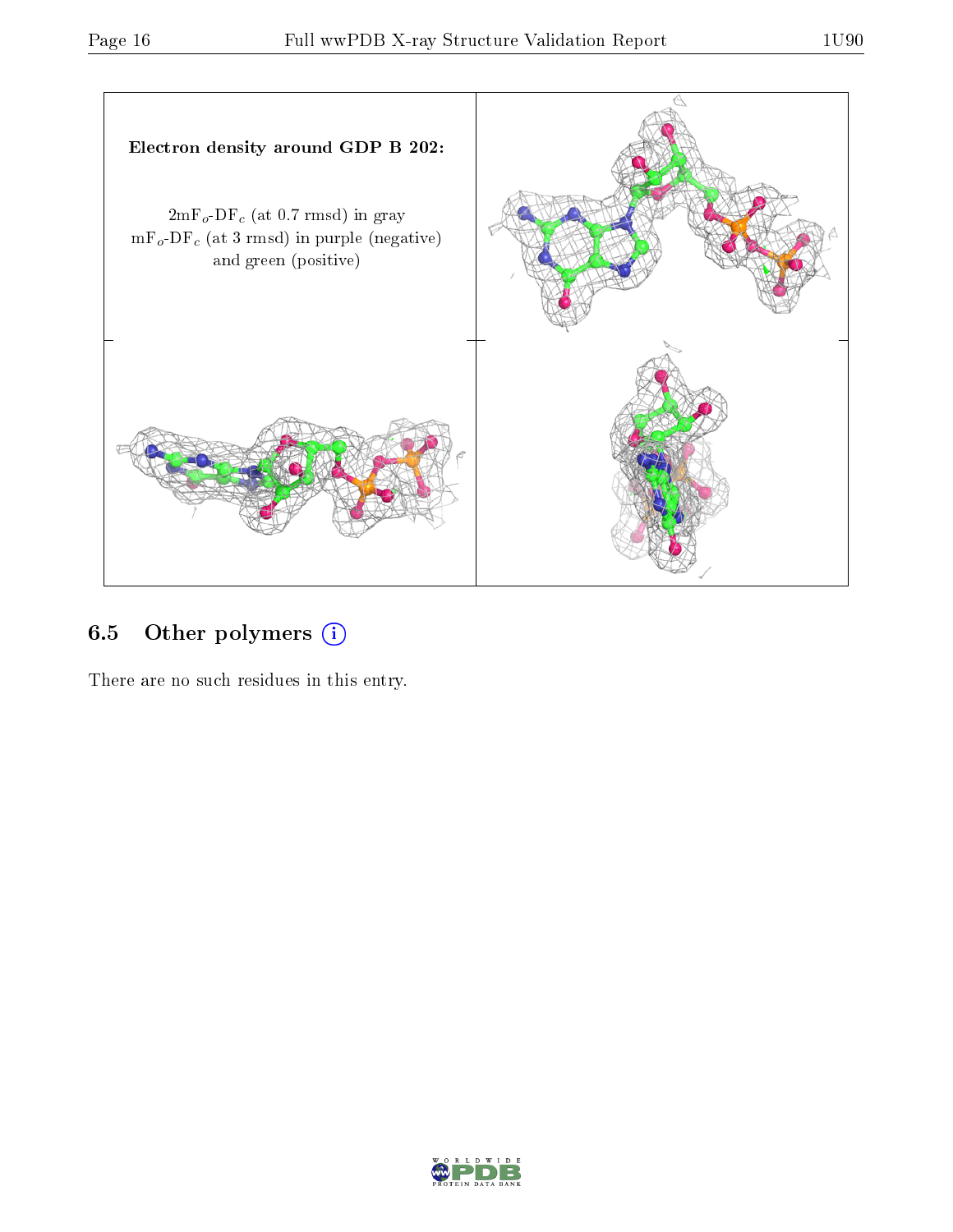**Electron density around GDP B 202:**

$2mF_o$-$DF_c$ (at 0.7 rmsd) in gray
$mF_o$-$DF_c$ (at 3 rmsd) in purple (negative)
and green (positive)

## 6.5 Other polymers

There are no such residues in this entry.